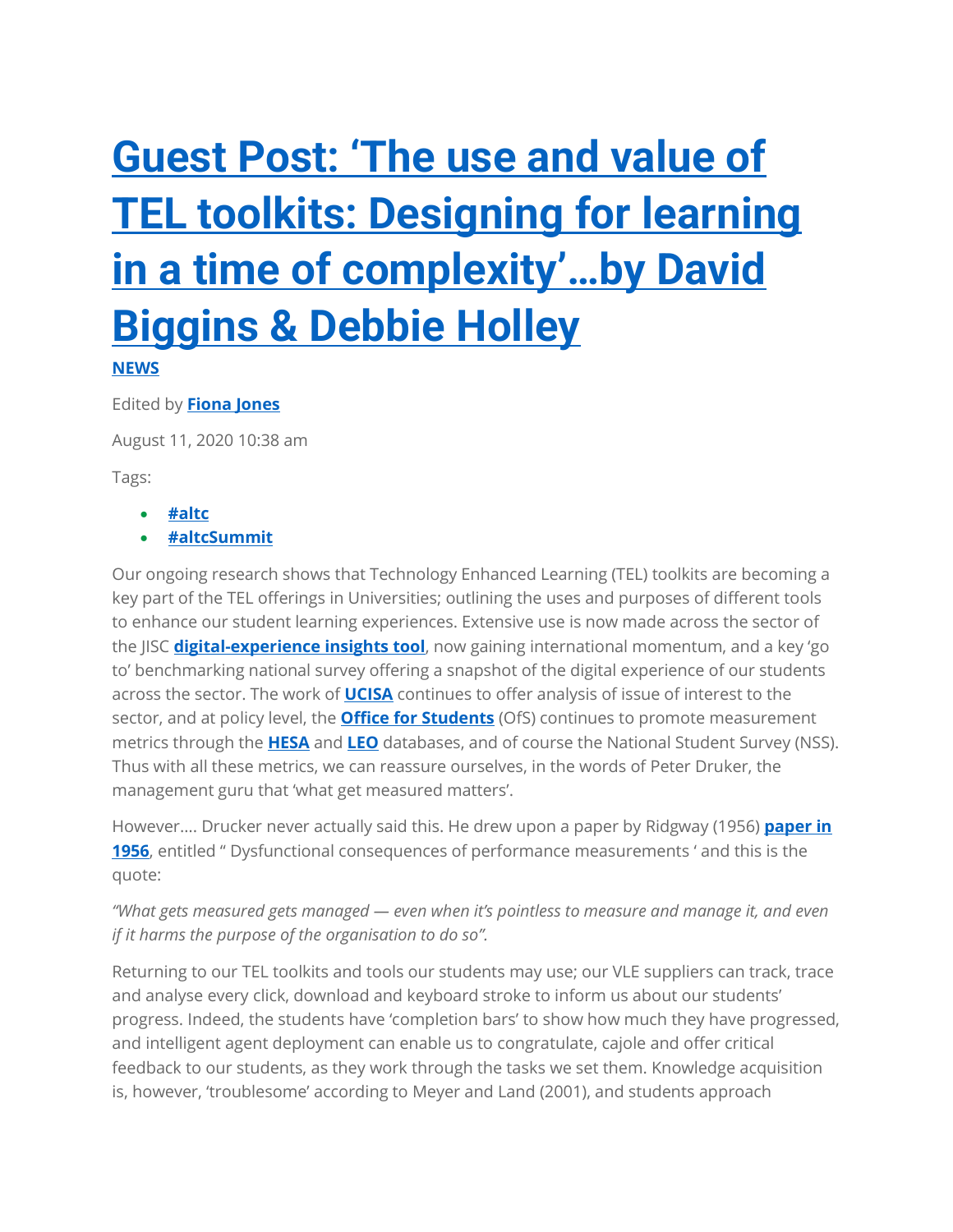# Guest Post: 'The use and value of TEL toolkits: Designing for learning in a time of complexity'…by David Biggins & Debbie Holley

**NEWS**

Edited by **Fiona Jones**

August 11, 2020 10:38 am

Tags:

- **#altc**
- **#altcSummit**

Our ongoing research shows that Technology Enhanced Learning (TEL) toolkits are becoming a key part of the TEL offerings in Universities; outlining the uses and purposes of different tools to enhance our student learning experiences. Extensive use is now made across the sector of the JISC **digital-experience insights tool**, now gaining international momentum, and a key 'go to' benchmarking national survey offering a snapshot of the digital experience of our students across the sector. The work of **UCISA** continues to offer analysis of issue of interest to the sector, and at policy level, the **Office for Students** (OfS) continues to promote measurement metrics through the **HESA** and **LEO** databases, and of course the National Student Survey (NSS). Thus with all these metrics, we can reassure ourselves, in the words of Peter Druker, the management guru that 'what get measured matters'.

However…. Drucker never actually said this. He drew upon a paper by Ridgway (1956) **paper in 1956**, entitled " Dysfunctional consequences of performance measurements ' and this is the quote:

*"What gets measured gets managed — even when it's pointless to measure and manage it, and even if it harms the purpose of the organisation to do so".*

Returning to our TEL toolkits and tools our students may use; our VLE suppliers can track, trace and analyse every click, download and keyboard stroke to inform us about our students' progress. Indeed, the students have 'completion bars' to show how much they have progressed, and intelligent agent deployment can enable us to congratulate, cajole and offer critical feedback to our students, as they work through the tasks we set them. Knowledge acquisition is, however, 'troublesome' according to Meyer and Land (2001), and students approach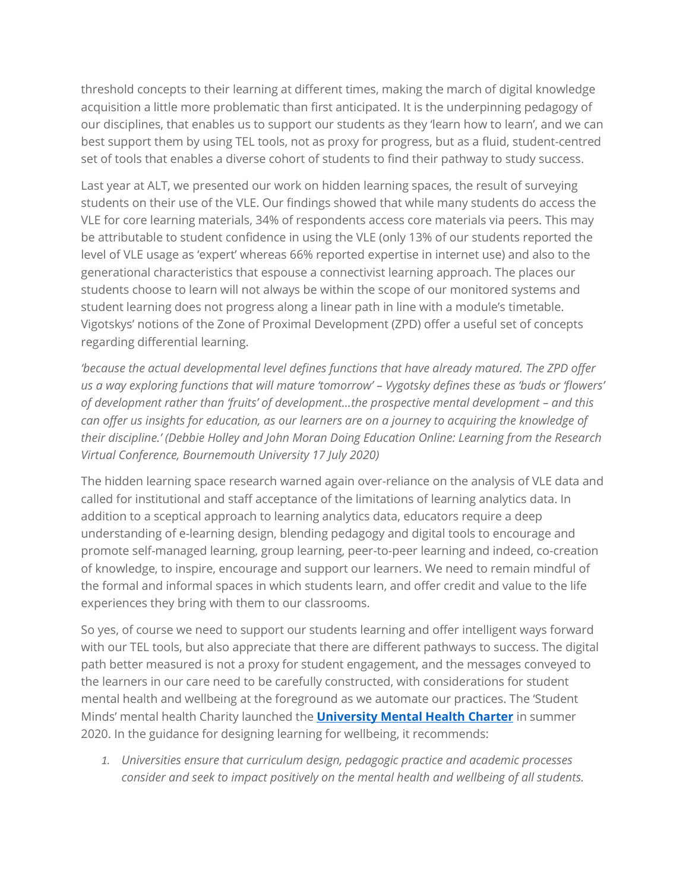threshold concepts to their learning at different times, making the march of digital knowledge acquisition a little more problematic than first anticipated. It is the underpinning pedagogy of our disciplines, that enables us to support our students as they 'learn how to learn', and we can best support them by using TEL tools, not as proxy for progress, but as a fluid, student-centred set of tools that enables a diverse cohort of students to find their pathway to study success.

Last year at ALT, we presented our work on hidden learning spaces, the result of surveying students on their use of the VLE. Our findings showed that while many students do access the VLE for core learning materials, 34% of respondents access core materials via peers. This may be attributable to student confidence in using the VLE (only 13% of our students reported the level of VLE usage as 'expert' whereas 66% reported expertise in internet use) and also to the generational characteristics that espouse a connectivist learning approach. The places our students choose to learn will not always be within the scope of our monitored systems and student learning does not progress along a linear path in line with a module's timetable. Vigotskys' notions of the Zone of Proximal Development (ZPD) offer a useful set of concepts regarding differential learning.

*'because the actual developmental level defines functions that have already matured. The ZPD offer us a way exploring functions that will mature 'tomorrow' – Vygotsky defines these as 'buds or 'flowers' of development rather than 'fruits' of development…the prospective mental development – and this can offer us insights for education, as our learners are on a journey to acquiring the knowledge of their discipline.' (Debbie Holley and John Moran Doing Education Online: Learning from the Research Virtual Conference, Bournemouth University 17 July 2020)*

The hidden learning space research warned again over-reliance on the analysis of VLE data and called for institutional and staff acceptance of the limitations of learning analytics data. In addition to a sceptical approach to learning analytics data, educators require a deep understanding of e-learning design, blending pedagogy and digital tools to encourage and promote self-managed learning, group learning, peer-to-peer learning and indeed, co-creation of knowledge, to inspire, encourage and support our learners. We need to remain mindful of the formal and informal spaces in which students learn, and offer credit and value to the life experiences they bring with them to our classrooms.

So yes, of course we need to support our students learning and offer intelligent ways forward with our TEL tools, but also appreciate that there are different pathways to success. The digital path better measured is not a proxy for student engagement, and the messages conveyed to the learners in our care need to be carefully constructed, with considerations for student mental health and wellbeing at the foreground as we automate our practices. The 'Student Minds' mental health Charity launched the **University Mental Health Charter** in summer 2020. In the guidance for designing learning for wellbeing, it recommends:

1. *Universities ensure that curriculum design, pedagogic practice and academic processes consider and seek to impact positively on the mental health and wellbeing of all students.*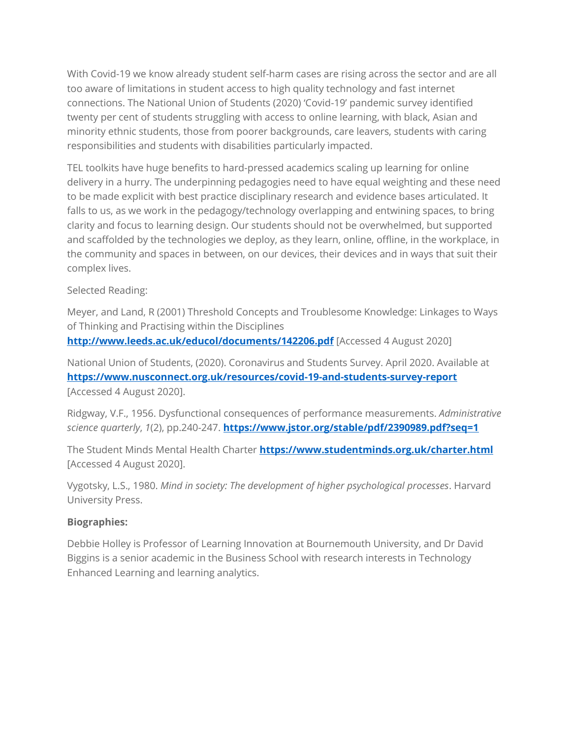With Covid-19 we know already student self-harm cases are rising across the sector and are all too aware of limitations in student access to high quality technology and fast internet connections. The National Union of Students (2020) 'Covid-19' pandemic survey identified twenty per cent of students struggling with access to online learning, with black, Asian and minority ethnic students, those from poorer backgrounds, care leavers, students with caring responsibilities and students with disabilities particularly impacted.

TEL toolkits have huge benefits to hard-pressed academics scaling up learning for online delivery in a hurry. The underpinning pedagogies need to have equal weighting and these need to be made explicit with best practice disciplinary research and evidence bases articulated. It falls to us, as we work in the pedagogy/technology overlapping and entwining spaces, to bring clarity and focus to learning design. Our students should not be overwhelmed, but supported and scaffolded by the technologies we deploy, as they learn, online, offline, in the workplace, in the community and spaces in between, on our devices, their devices and in ways that suit their complex lives.

Selected Reading:

Meyer, and Land, R (2001) Threshold Concepts and Troublesome Knowledge: Linkages to Ways of Thinking and Practising within the Disciplines **[http://www.leeds.ac.uk/educol/documents/142206.pdf](http://www.leeds.ac.uk/educol/documents/142206.pdf)** [Accessed 4 August 2020]

National Union of Students, (2020). Coronavirus and Students Survey. April 2020. Available at **[https://www.nusconnect.org.uk/resources/covid-19-and-students-survey-report](https://www.nusconnect.org.uk/resources/covid-19-and-students-survey-report)** [Accessed 4 August 2020].

Ridgway, V.F., 1956. Dysfunctional consequences of performance measurements. *Administrative science quarterly*, *1*(2), pp.240-247. **[https://www.jstor.org/stable/pdf/2390989.pdf?seq=1](https://www.jstor.org/stable/pdf/2390989.pdf?seq=1)**

The Student Minds Mental Health Charter **[https://www.studentminds.org.uk/charter.html](https://www.studentminds.org.uk/charter.html)** [Accessed 4 August 2020].

Vygotsky, L.S., 1980. *Mind in society: The development of higher psychological processes*. Harvard University Press.

**Biographies:**

Debbie Holley is Professor of Learning Innovation at Bournemouth University, and Dr David Biggins is a senior academic in the Business School with research interests in Technology Enhanced Learning and learning analytics.